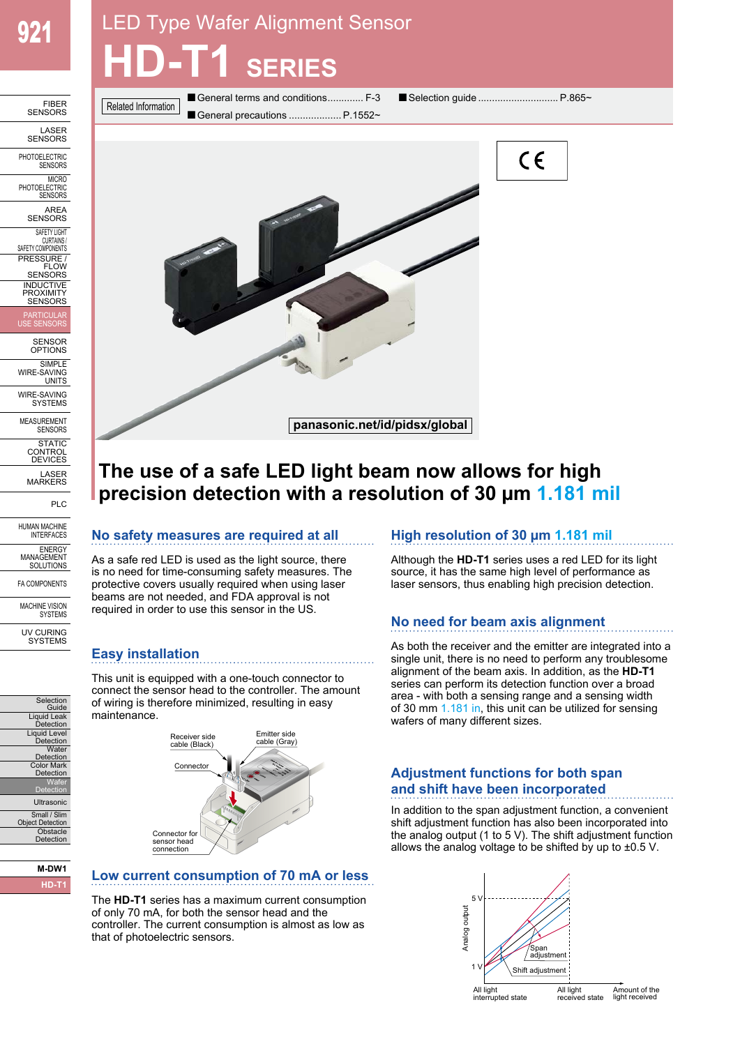# LED Type Wafer Alignment Sensor

# HD-T1 SERIES

Related Information
- General terms and conditions............ F-3
- General precautions ................... P.1552~
- Selection guide ............................ P.865~

panasonic.net/id/pidsx/global

## The use of a safe LED light beam now allows for high precision detection with a resolution of 30 μm 1.181 mil

### No safety measures are required at all

As a safe red LED is used as the light source, there is no need for time-consuming safety measures. The protective covers usually required when using laser beams are not needed, and FDA approval is not required in order to use this sensor in the US.

### Easy installation

This unit is equipped with a one-touch connector to connect the sensor head to the controller. The amount of wiring is therefore minimized, resulting in easy maintenance.

Receiver side cable (Black)
Emitter side cable (Gray)
Connector
Connector for sensor head connection

### Low current consumption of 70 mA or less

The **HD-T1** series has a maximum current consumption of only 70 mA, for both the sensor head and the controller. The current consumption is almost as low as that of photoelectric sensors.

### High resolution of 30 μm 1.181 mil

Although the **HD-T1** series uses a red LED for its light source, it has the same high level of performance as laser sensors, thus enabling high precision detection.

### No need for beam axis alignment

As both the receiver and the emitter are integrated into a single unit, there is no need to perform any troublesome alignment of the beam axis. In addition, as the **HD-T1** series can perform its detection function over a broad area - with both a sensing range and a sensing width of 30 mm 1.181 in, this unit can be utilized for sensing wafers of many different sizes.

### Adjustment functions for both span and shift have been incorporated

In addition to the span adjustment function, a convenient shift adjustment function has also been incorporated into the analog output (1 to 5 V). The shift adjustment function allows the analog voltage to be shifted by up to ±0.5 V.

Analog output
5 V
1 V
Span adjustment
Shift adjustment
All light interrupted state
All light received state
Amount of the light received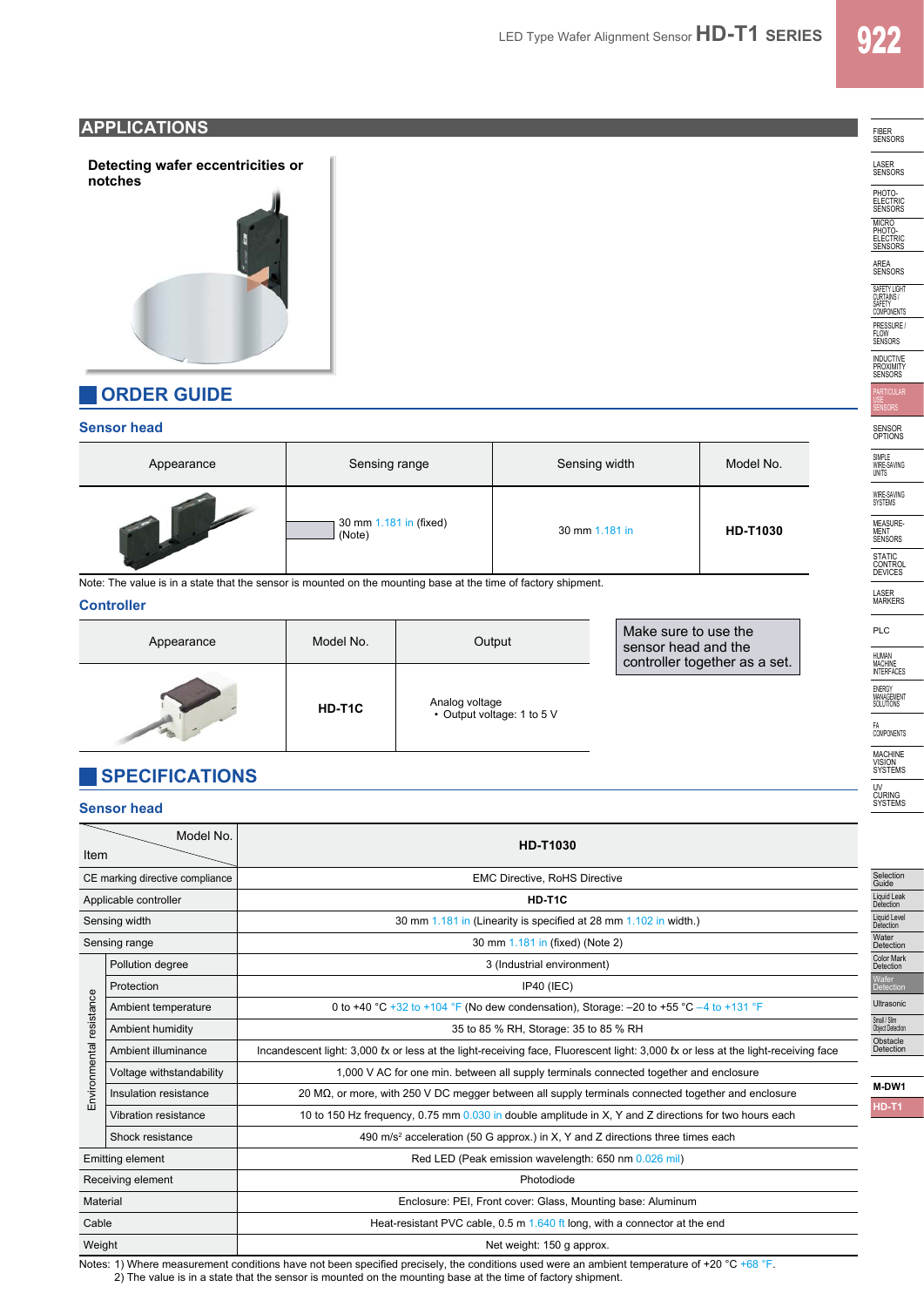## APPLICATIONS

**Detecting wafer eccentricities or notches**

## ORDER GUIDE

### Sensor head

| Appearance | Sensing range | Sensing width | Model No. |
|---|---|---|---|
| | 30 mm 1.181 in (fixed) (Note) | 30 mm 1.181 in | **HD-T1030** |

Note: The value is in a state that the sensor is mounted on the mounting base at the time of factory shipment.

### Controller

| Appearance | Model No. | Output |
|---|---|---|
| | **HD-T1C** | Analog voltage<br>• Output voltage: 1 to 5 V |

Make sure to use the sensor head and the controller together as a set.

## SPECIFICATIONS

### Sensor head

| Item | | **HD-T1030** |
|---|---|---|
| CE marking directive compliance | | EMC Directive, RoHS Directive |
| Applicable controller | | **HD-T1C** |
| Sensing width | | 30 mm 1.181 in (Linearity is specified at 28 mm 1.102 in width.) |
| Sensing range | | 30 mm 1.181 in (fixed) (Note 2) |
| Environmental resistance | Pollution degree | 3 (Industrial environment) |
| | Protection | IP40 (IEC) |
| | Ambient temperature | 0 to +40 °C +32 to +104 °F (No dew condensation), Storage: –20 to +55 °C –4 to +131 °F |
| | Ambient humidity | 35 to 85 % RH, Storage: 35 to 85 % RH |
| | Ambient illuminance | Incandescent light: 3,000 ℓx or less at the light-receiving face, Fluorescent light: 3,000 ℓx or less at the light-receiving face |
| | Voltage withstandability | 1,000 V AC for one min. between all supply terminals connected together and enclosure |
| | Insulation resistance | 20 MΩ, or more, with 250 V DC megger between all supply terminals connected together and enclosure |
| | Vibration resistance | 10 to 150 Hz frequency, 0.75 mm 0.030 in double amplitude in X, Y and Z directions for two hours each |
| | Shock resistance | 490 m/s² acceleration (50 G approx.) in X, Y and Z directions three times each |
| Emitting element | | Red LED (Peak emission wavelength: 650 nm 0.026 mil) |
| Receiving element | | Photodiode |
| Material | | Enclosure: PEI, Front cover: Glass, Mounting base: Aluminum |
| Cable | | Heat-resistant PVC cable, 0.5 m 1.640 ft long, with a connector at the end |
| Weight | | Net weight: 150 g approx. |

Notes: 1) Where measurement conditions have not been specified precisely, the conditions used were an ambient temperature of +20 °C +68 °F.
2) The value is in a state that the sensor is mounted on the mounting base at the time of factory shipment.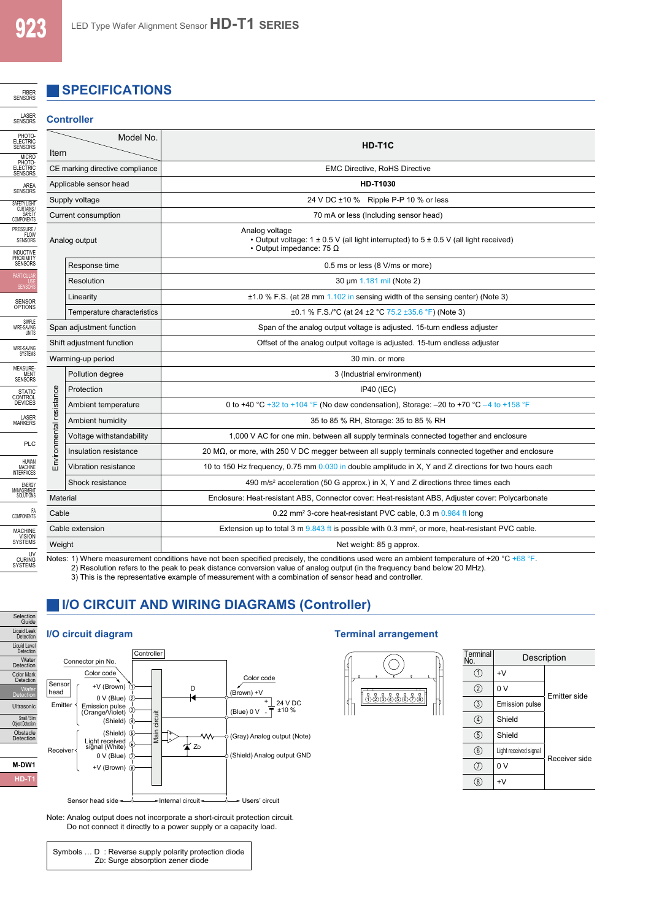# SPECIFICATIONS

## Controller

| Item | | Model No. HD-T1C |
|---|---|---|
| CE marking directive compliance | | EMC Directive, RoHS Directive |
| Applicable sensor head | | **HD-T1030** |
| Supply voltage | | 24 V DC ±10 %  Ripple P-P 10 % or less |
| Current consumption | | 70 mA or less (Including sensor head) |
| Analog output | | Analog voltage<br>• Output voltage: 1 ± 0.5 V (all light interrupted) to 5 ± 0.5 V (all light received)<br>• Output impedance: 75 Ω |
| | Response time | 0.5 ms or less (8 V/ms or more) |
| | Resolution | 30 µm 1.181 mil (Note 2) |
| | Linearity | ±1.0 % F.S. (at 28 mm 1.102 in sensing width of the sensing center) (Note 3) |
| | Temperature characteristics | ±0.1 % F.S./°C (at 24 ±2 °C 75.2 ±35.6 °F) (Note 3) |
| Span adjustment function | | Span of the analog output voltage is adjusted. 15-turn endless adjuster |
| Shift adjustment function | | Offset of the analog output voltage is adjusted. 15-turn endless adjuster |
| Warming-up period | | 30 min. or more |
| Environmental resistance | Pollution degree | 3 (Industrial environment) |
| | Protection | IP40 (IEC) |
| | Ambient temperature | 0 to +40 °C +32 to +104 °F (No dew condensation), Storage: –20 to +70 °C –4 to +158 °F |
| | Ambient humidity | 35 to 85 % RH, Storage: 35 to 85 % RH |
| | Voltage withstandability | 1,000 V AC for one min. between all supply terminals connected together and enclosure |
| | Insulation resistance | 20 MΩ, or more, with 250 V DC megger between all supply terminals connected together and enclosure |
| | Vibration resistance | 10 to 150 Hz frequency, 0.75 mm 0.030 in double amplitude in X, Y and Z directions for two hours each |
| | Shock resistance | 490 m/s² acceleration (50 G approx.) in X, Y and Z directions three times each |
| Material | | Enclosure: Heat-resistant ABS, Connector cover: Heat-resistant ABS, Adjuster cover: Polycarbonate |
| Cable | | 0.22 mm² 3-core heat-resistant PVC cable, 0.3 m 0.984 ft long |
| Cable extension | | Extension up to total 3 m 9.843 ft is possible with 0.3 mm², or more, heat-resistant PVC cable. |
| Weight | | Net weight: 85 g approx. |

Notes: 1) Where measurement conditions have not been specified precisely, the conditions used were an ambient temperature of +20 °C +68 °F.
2) Resolution refers to the peak to peak distance conversion value of analog output (in the frequency band below 20 MHz).
3) This is the representative example of measurement with a combination of sensor head and controller.

# I/O CIRCUIT AND WIRING DIAGRAMS (Controller)

## I/O circuit diagram

Connector pin No. / Color code

Sensor head — Emitter: +V (Brown) ①, 0 V (Blue) ②, Emission pulse (Orange/Violet) ③, (Shield) ④
Receiver: (Shield) ⑤, Light received signal (White) ⑥, 0 V (Blue) ⑦, +V (Brown) ⑧

Controller (Main circuit) — Color code: (Brown) +V, (Blue) 0 V, 24 V DC ±10 %, (Gray) Analog output (Note), (Shield) Analog output GND

Sensor head side ← → Internal circuit ← → Users' circuit

Note: Analog output does not incorporate a short-circuit protection circuit.
Do not connect it directly to a power supply or a capacity load.

Symbols … D : Reverse supply polarity protection diode
$Z_D$: Surge absorption zener diode

## Terminal arrangement

| Terminal No. | Description | |
|---|---|---|
| ① | +V | Emitter side |
| ② | 0 V | |
| ③ | Emission pulse | |
| ④ | Shield | |
| ⑤ | Shield | Receiver side |
| ⑥ | Light received signal | |
| ⑦ | 0 V | |
| ⑧ | +V | |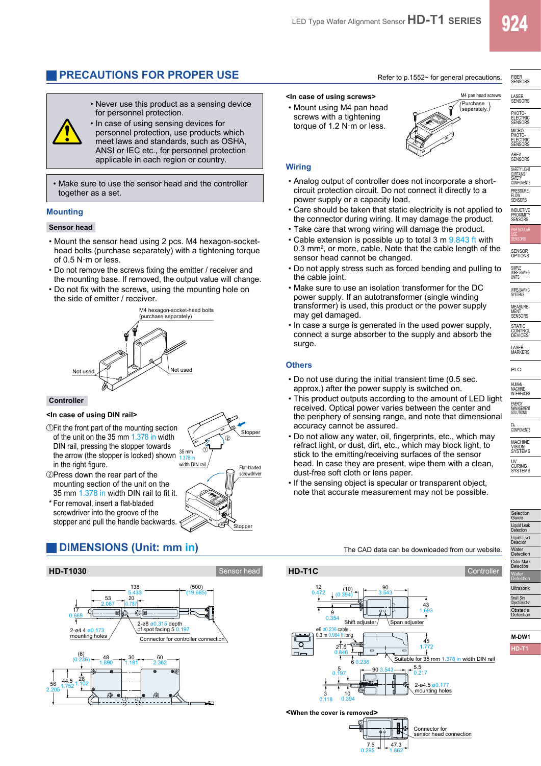## PRECAUTIONS FOR PROPER USE

Refer to p.1552~ for general precautions.

- Never use this product as a sensing device for personnel protection.
- In case of using sensing devices for personnel protection, use products which meet laws and standards, such as OSHA, ANSI or IEC etc., for personnel protection applicable in each region or country.

- Make sure to use the sensor head and the controller together as a set.

### Mounting

**Sensor head**

- Mount the sensor head using 2 pcs. M4 hexagon-socket-head bolts (purchase separately) with a tightening torque of 0.5 N·m or less.
- Do not remove the screws fixing the emitter / receiver and the mounting base. If removed, the output value will change.
- Do not fix with the screws, using the mounting hole on the side of emitter / receiver.

M4 hexagon-socket-head bolts (purchase separately)
Not used
Not used

**Controller**

**<In case of using DIN rail>**

①Fit the front part of the mounting section of the unit on the 35 mm 1.378 in width DIN rail, pressing the stopper towards the arrow (the stopper is locked) shown in the right figure.

②Press down the rear part of the mounting section of the unit on the 35 mm 1.378 in width DIN rail to fit it.

* For removal, insert a flat-bladed screwdriver into the groove of the stopper and pull the handle backwards.

Stopper
35 mm 1.378 in width DIN rail
Flat-bladed screwdriver
Stopper

**<In case of using screws>**

- Mount using M4 pan head screws with a tightening torque of 1.2 N·m or less.

M4 pan head screws (Purchase separately.)

### Wiring

- Analog output of controller does not incorporate a short-circuit protection circuit. Do not connect it directly to a power supply or a capacity load.
- Care should be taken that static electricity is not applied to the connector during wiring. It may damage the product.
- Take care that wrong wiring will damage the product.
- Cable extension is possible up to total 3 m 9.843 ft with 0.3 mm², or more, cable. Note that the cable length of the sensor head cannot be changed.
- Do not apply stress such as forced bending and pulling to the cable joint.
- Make sure to use an isolation transformer for the DC power supply. If an autotransformer (single winding transformer) is used, this product or the power supply may get damaged.
- In case a surge is generated in the used power supply, connect a surge absorber to the supply and absorb the surge.

### Others

- Do not use during the initial transient time (0.5 sec. approx.) after the power supply is switched on.
- This product outputs according to the amount of LED light received. Optical power varies between the center and the periphery of sensing range, and note that dimensional accuracy cannot be assured.
- Do not allow any water, oil, fingerprints, etc., which may refract light, or dust, dirt, etc., which may block light, to stick to the emitting/receiving surfaces of the sensor head. In case they are present, wipe them with a clean, dust-free soft cloth or lens paper.
- If the sensing object is specular or transparent object, note that accurate measurement may not be possible.

## DIMENSIONS (Unit: mm in)

The CAD data can be downloaded from our website.

### HD-T1030 — Sensor head

138 5.433
(500) (19.685)
53 2.087
20 0.787
17 0.669
2-ø4.4 ø0.173 mounting holes
2-ø8 ø0.315 depth of spot facing 5 0.197
Connector for controller connection
(6) (0.236)
48 1.890
30 1.181
60 2.362
56 2.205
44.5 1.752
28 1.102

### HD-T1C — Controller

12 0.472
(10) (0.394)
90 3.543
43 1.693
9 0.354
Shift adjuster
Span adjuster
ø6 ø0.236 cable, 0.3 m 0.984 ft long
21.5 0.846
45 1.772
6 0.236
Suitable for 35 mm 1.378 in width DIN rail
5 0.197
90 3.543
5.5 0.217
2-ø4.5 ø0.177 mounting holes
3 0.118
10 0.394

**<When the cover is removed>**

Connector for sensor head connection
7.5 0.295
47.3 1.862